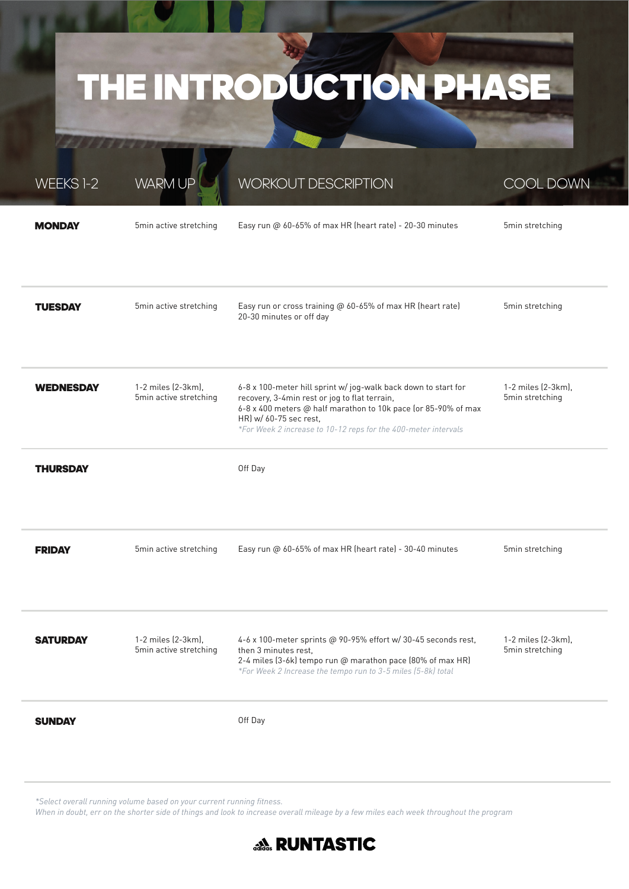# THE INTRODUCTION PHASE

| WEEKS 1-2 | WARM UP | WORKOUT DESCRIPTION | COOL DOWN |
|---|---|---|---|
| **MONDAY** | 5min active stretching | Easy run @ 60-65% of max HR (heart rate) - 20-30 minutes | 5min stretching |
| **TUESDAY** | 5min active stretching | Easy run or cross training @ 60-65% of max HR (heart rate) 20-30 minutes or off day | 5min stretching |
| **WEDNESDAY** | 1-2 miles (2-3km), 5min active stretching | 6-8 x 100-meter hill sprint w/ jog-walk back down to start for recovery, 3-4min rest or jog to flat terrain, 6-8 x 400 meters @ half marathon to 10k pace (or 85-90% of max HR) w/ 60-75 sec rest, *\*For Week 2 increase to 10-12 reps for the 400-meter intervals* | 1-2 miles (2-3km), 5min stretching |
| **THURSDAY** | | Off Day | |
| **FRIDAY** | 5min active stretching | Easy run @ 60-65% of max HR (heart rate) - 30-40 minutes | 5min stretching |
| **SATURDAY** | 1-2 miles (2-3km), 5min active stretching | 4-6 x 100-meter sprints @ 90-95% effort w/ 30-45 seconds rest, then 3 minutes rest, 2-4 miles (3-6k) tempo run @ marathon pace (80% of max HR) *\*For Week 2 Increase the tempo run to 3-5 miles (5-8k) total* | 1-2 miles (2-3km), 5min stretching |
| **SUNDAY** | | Off Day | |

*\*Select overall running volume based on your current running fitness.*
*When in doubt, err on the shorter side of things and look to increase overall mileage by a few miles each week throughout the program*

**adidas RUNTASTIC**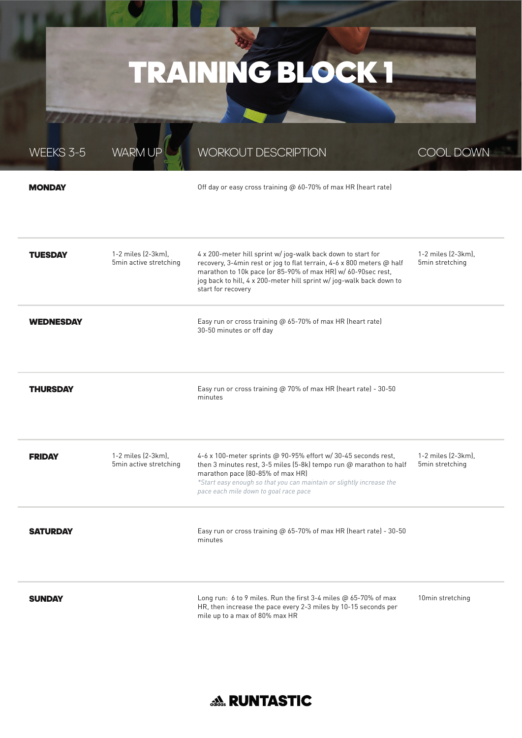# TRAINING BLOCK 1

| WEEKS 3-5 | WARM UP | WORKOUT DESCRIPTION | COOL DOWN |
|---|---|---|---|
| **MONDAY** | | Off day or easy cross training @ 60-70% of max HR (heart rate) | |
| **TUESDAY** | 1-2 miles (2-3km), 5min active stretching | 4 x 200-meter hill sprint w/ jog-walk back down to start for recovery, 3-4min rest or jog to flat terrain, 4-6 x 800 meters @ half marathon to 10k pace (or 85-90% of max HR) w/ 60-90sec rest, jog back to hill, 4 x 200-meter hill sprint w/ jog-walk back down to start for recovery | 1-2 miles (2-3km), 5min stretching |
| **WEDNESDAY** | | Easy run or cross training @ 65-70% of max HR (heart rate) 30-50 minutes or off day | |
| **THURSDAY** | | Easy run or cross training @ 70% of max HR (heart rate) - 30-50 minutes | |
| **FRIDAY** | 1-2 miles (2-3km), 5min active stretching | 4-6 x 100-meter sprints @ 90-95% effort w/ 30-45 seconds rest, then 3 minutes rest, 3-5 miles (5-8k) tempo run @ marathon to half marathon pace (80-85% of max HR) *\*Start easy enough so that you can maintain or slightly increase the pace each mile down to goal race pace* | 1-2 miles (2-3km), 5min stretching |
| **SATURDAY** | | Easy run or cross training @ 65-70% of max HR (heart rate) - 30-50 minutes | |
| **SUNDAY** | | Long run: 6 to 9 miles. Run the first 3-4 miles @ 65-70% of max HR, then increase the pace every 2-3 miles by 10-15 seconds per mile up to a max of 80% max HR | 10min stretching |

**RUNTASTIC**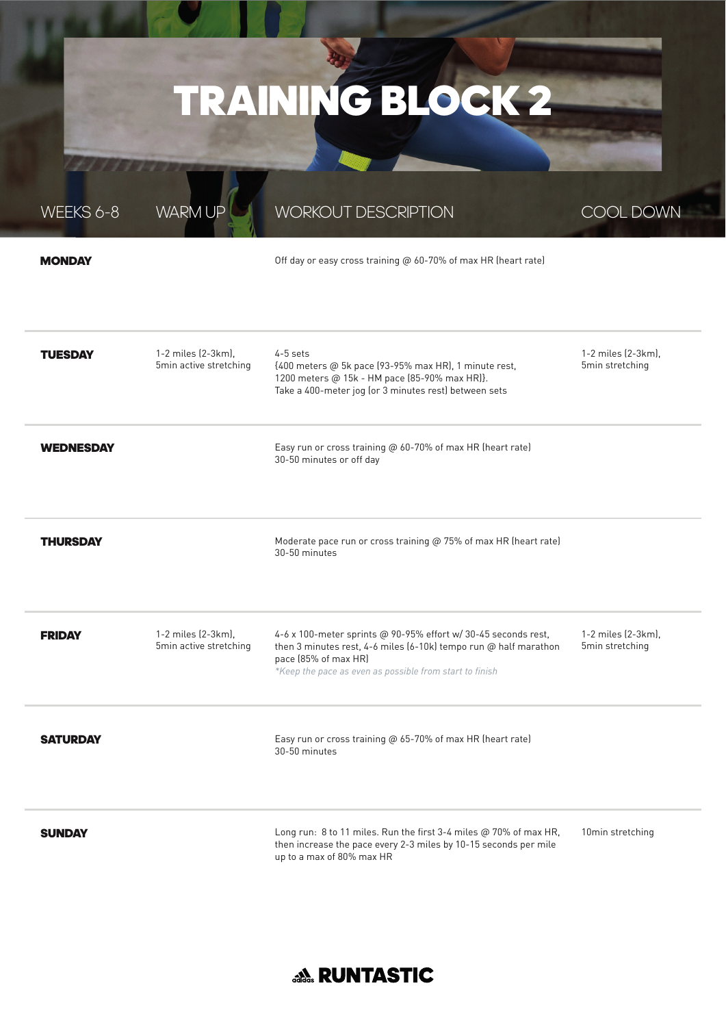# TRAINING BLOCK 2

| WEEKS 6-8 | WARM UP | WORKOUT DESCRIPTION | COOL DOWN |
|---|---|---|---|
| **MONDAY** | | Off day or easy cross training @ 60-70% of max HR (heart rate) | |
| **TUESDAY** | 1-2 miles (2-3km), 5min active stretching | 4-5 sets (400 meters @ 5k pace (93-95% max HR), 1 minute rest, 1200 meters @ 15k - HM pace (85-90% max HR)). Take a 400-meter jog (or 3 minutes rest) between sets | 1-2 miles (2-3km), 5min stretching |
| **WEDNESDAY** | | Easy run or cross training @ 60-70% of max HR (heart rate) 30-50 minutes or off day | |
| **THURSDAY** | | Moderate pace run or cross training @ 75% of max HR (heart rate) 30-50 minutes | |
| **FRIDAY** | 1-2 miles (2-3km), 5min active stretching | 4-6 x 100-meter sprints @ 90-95% effort w/ 30-45 seconds rest, then 3 minutes rest, 4-6 miles (6-10k) tempo run @ half marathon pace (85% of max HR) *\*Keep the pace as even as possible from start to finish* | 1-2 miles (2-3km), 5min stretching |
| **SATURDAY** | | Easy run or cross training @ 65-70% of max HR (heart rate) 30-50 minutes | |
| **SUNDAY** | | Long run: 8 to 11 miles. Run the first 3-4 miles @ 70% of max HR, then increase the pace every 2-3 miles by 10-15 seconds per mile up to a max of 80% max HR | 10min stretching |

adidas RUNTASTIC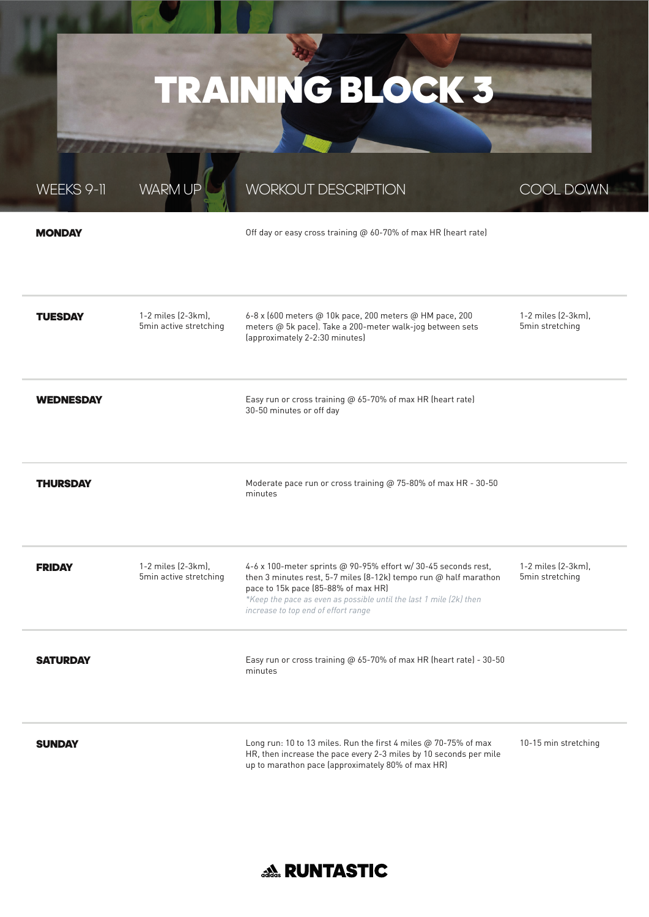# TRAINING BLOCK 3

| WEEKS 9-11 | WARM UP | WORKOUT DESCRIPTION | COOL DOWN |
|---|---|---|---|
| **MONDAY** | | Off day or easy cross training @ 60-70% of max HR (heart rate) | |
| **TUESDAY** | 1-2 miles (2-3km), 5min active stretching | 6-8 x (600 meters @ 10k pace, 200 meters @ HM pace, 200 meters @ 5k pace). Take a 200-meter walk-jog between sets (approximately 2-2:30 minutes) | 1-2 miles (2-3km), 5min stretching |
| **WEDNESDAY** | | Easy run or cross training @ 65-70% of max HR (heart rate) 30-50 minutes or off day | |
| **THURSDAY** | | Moderate pace run or cross training @ 75-80% of max HR - 30-50 minutes | |
| **FRIDAY** | 1-2 miles (2-3km), 5min active stretching | 4-6 x 100-meter sprints @ 90-95% effort w/ 30-45 seconds rest, then 3 minutes rest, 5-7 miles (8-12k) tempo run @ half marathon pace to 15k pace (85-88% of max HR) *\*Keep the pace as even as possible until the last 1 mile (2k) then increase to top end of effort range* | 1-2 miles (2-3km), 5min stretching |
| **SATURDAY** | | Easy run or cross training @ 65-70% of max HR (heart rate) - 30-50 minutes | |
| **SUNDAY** | | Long run: 10 to 13 miles. Run the first 4 miles @ 70-75% of max HR, then increase the pace every 2-3 miles by 10 seconds per mile up to marathon pace (approximately 80% of max HR) | 10-15 min stretching |

**RUNTASTIC**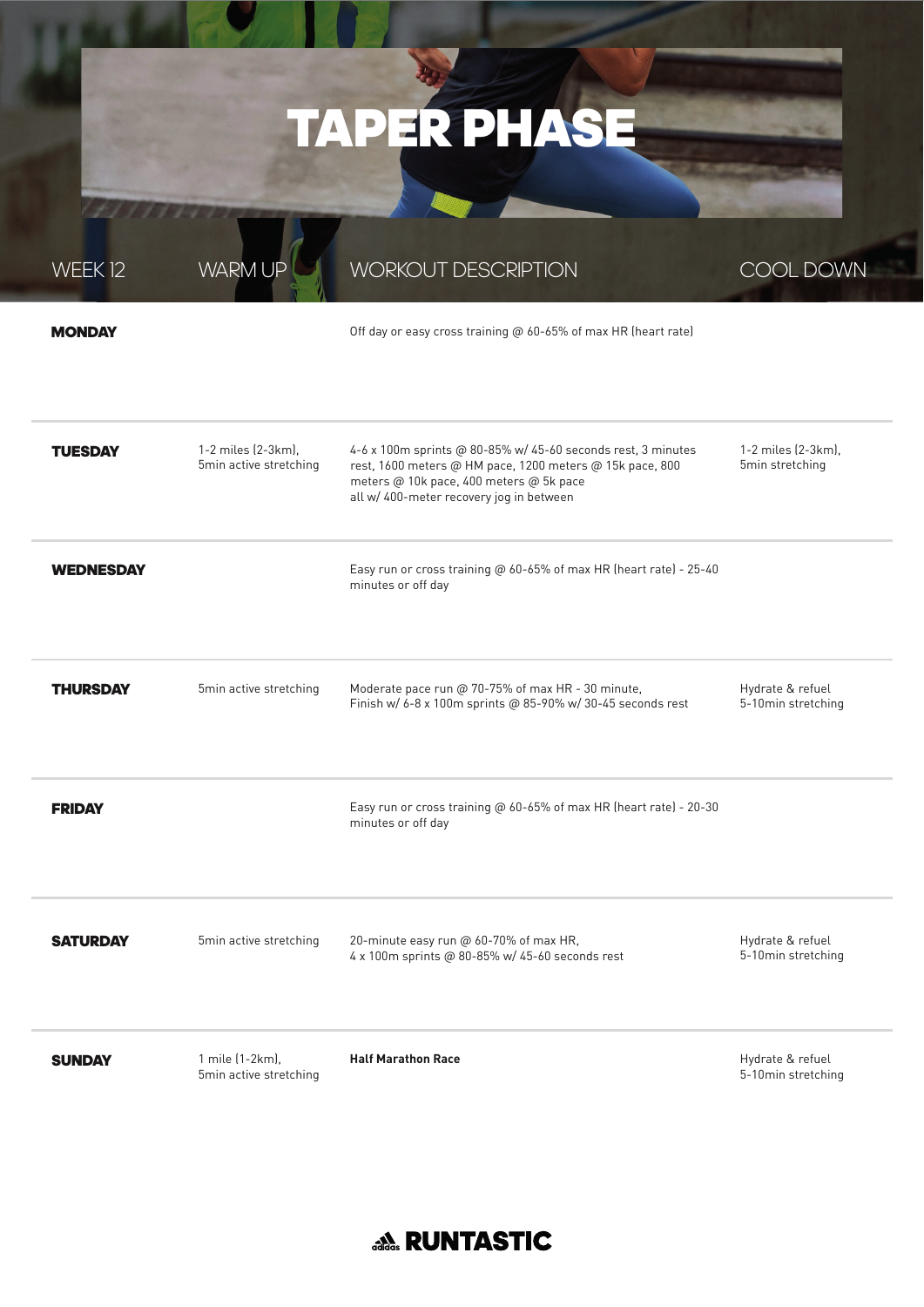# TAPER PHASE

| WEEK 12 | WARM UP | WORKOUT DESCRIPTION | COOL DOWN |
|---|---|---|---|
| **MONDAY** | | Off day or easy cross training @ 60-65% of max HR (heart rate) | |
| **TUESDAY** | 1-2 miles (2-3km), 5min active stretching | 4-6 x 100m sprints @ 80-85% w/ 45-60 seconds rest, 3 minutes rest, 1600 meters @ HM pace, 1200 meters @ 15k pace, 800 meters @ 10k pace, 400 meters @ 5k pace all w/ 400-meter recovery jog in between | 1-2 miles (2-3km), 5min stretching |
| **WEDNESDAY** | | Easy run or cross training @ 60-65% of max HR (heart rate) - 25-40 minutes or off day | |
| **THURSDAY** | 5min active stretching | Moderate pace run @ 70-75% of max HR - 30 minute, Finish w/ 6-8 x 100m sprints @ 85-90% w/ 30-45 seconds rest | Hydrate & refuel 5-10min stretching |
| **FRIDAY** | | Easy run or cross training @ 60-65% of max HR (heart rate) - 20-30 minutes or off day | |
| **SATURDAY** | 5min active stretching | 20-minute easy run @ 60-70% of max HR, 4 x 100m sprints @ 80-85% w/ 45-60 seconds rest | Hydrate & refuel 5-10min stretching |
| **SUNDAY** | 1 mile (1-2km), 5min active stretching | **Half Marathon Race** | Hydrate & refuel 5-10min stretching |

adidas RUNTASTIC